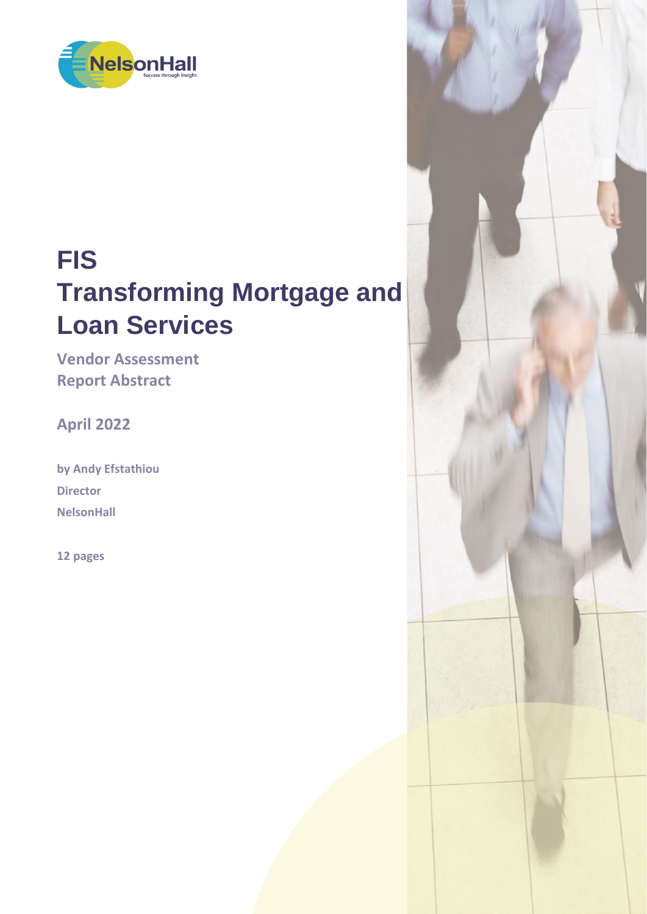# FIS
# Transforming Mortgage and Loan Services

**Vendor Assessment**
**Report Abstract**

**April 2022**

**by Andy Efstathiou**
**Director**
**NelsonHall**

**12 pages**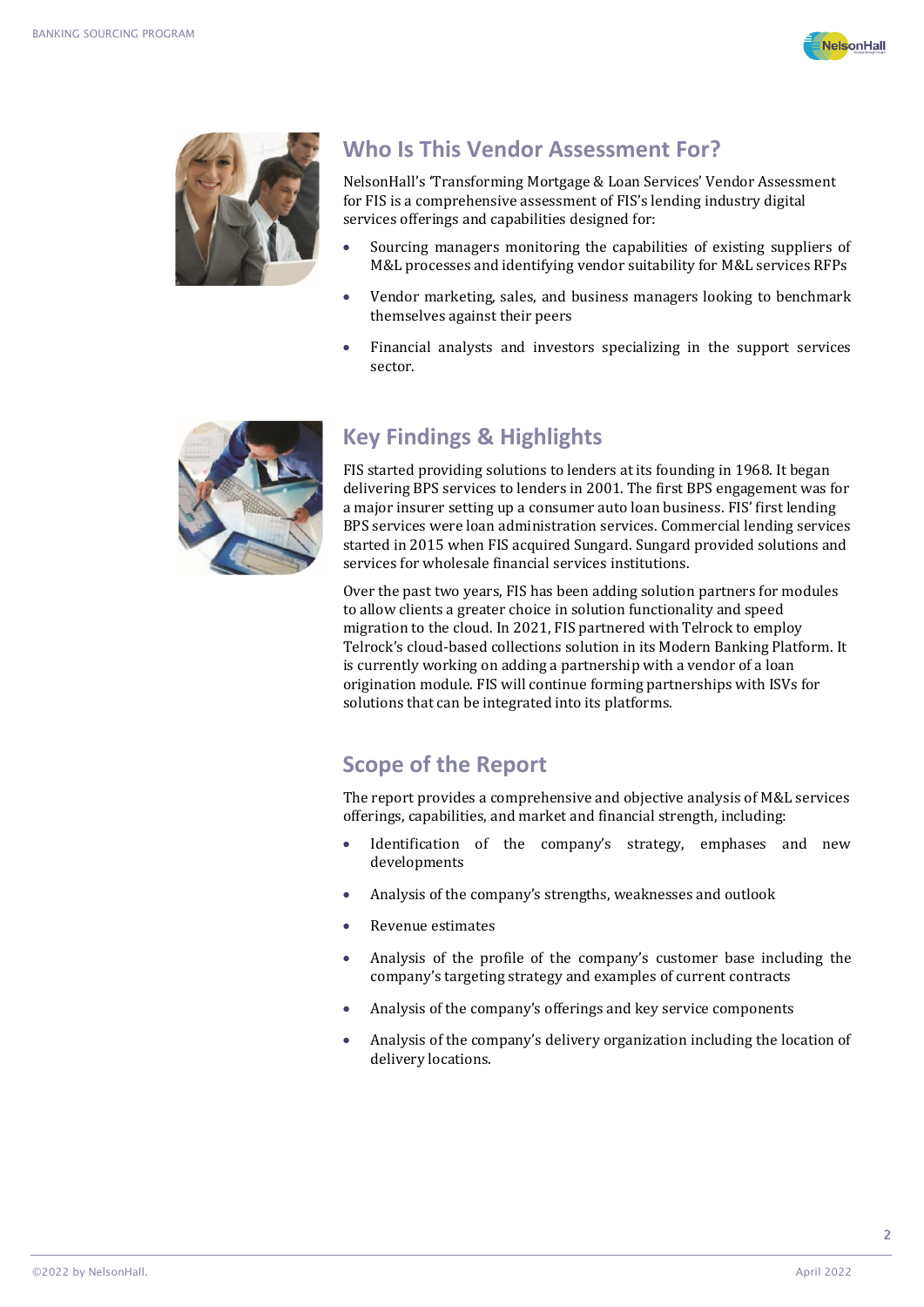## Who Is This Vendor Assessment For?

NelsonHall's 'Transforming Mortgage & Loan Services' Vendor Assessment for FIS is a comprehensive assessment of FIS's lending industry digital services offerings and capabilities designed for:

- Sourcing managers monitoring the capabilities of existing suppliers of M&L processes and identifying vendor suitability for M&L services RFPs
- Vendor marketing, sales, and business managers looking to benchmark themselves against their peers
- Financial analysts and investors specializing in the support services sector.

## Key Findings & Highlights

FIS started providing solutions to lenders at its founding in 1968. It began delivering BPS services to lenders in 2001. The first BPS engagement was for a major insurer setting up a consumer auto loan business. FIS' first lending BPS services were loan administration services. Commercial lending services started in 2015 when FIS acquired Sungard. Sungard provided solutions and services for wholesale financial services institutions.

Over the past two years, FIS has been adding solution partners for modules to allow clients a greater choice in solution functionality and speed migration to the cloud. In 2021, FIS partnered with Telrock to employ Telrock's cloud-based collections solution in its Modern Banking Platform. It is currently working on adding a partnership with a vendor of a loan origination module. FIS will continue forming partnerships with ISVs for solutions that can be integrated into its platforms.

## Scope of the Report

The report provides a comprehensive and objective analysis of M&L services offerings, capabilities, and market and financial strength, including:

- Identification of the company's strategy, emphases and new developments
- Analysis of the company's strengths, weaknesses and outlook
- Revenue estimates
- Analysis of the profile of the company's customer base including the company's targeting strategy and examples of current contracts
- Analysis of the company's offerings and key service components
- Analysis of the company's delivery organization including the location of delivery locations.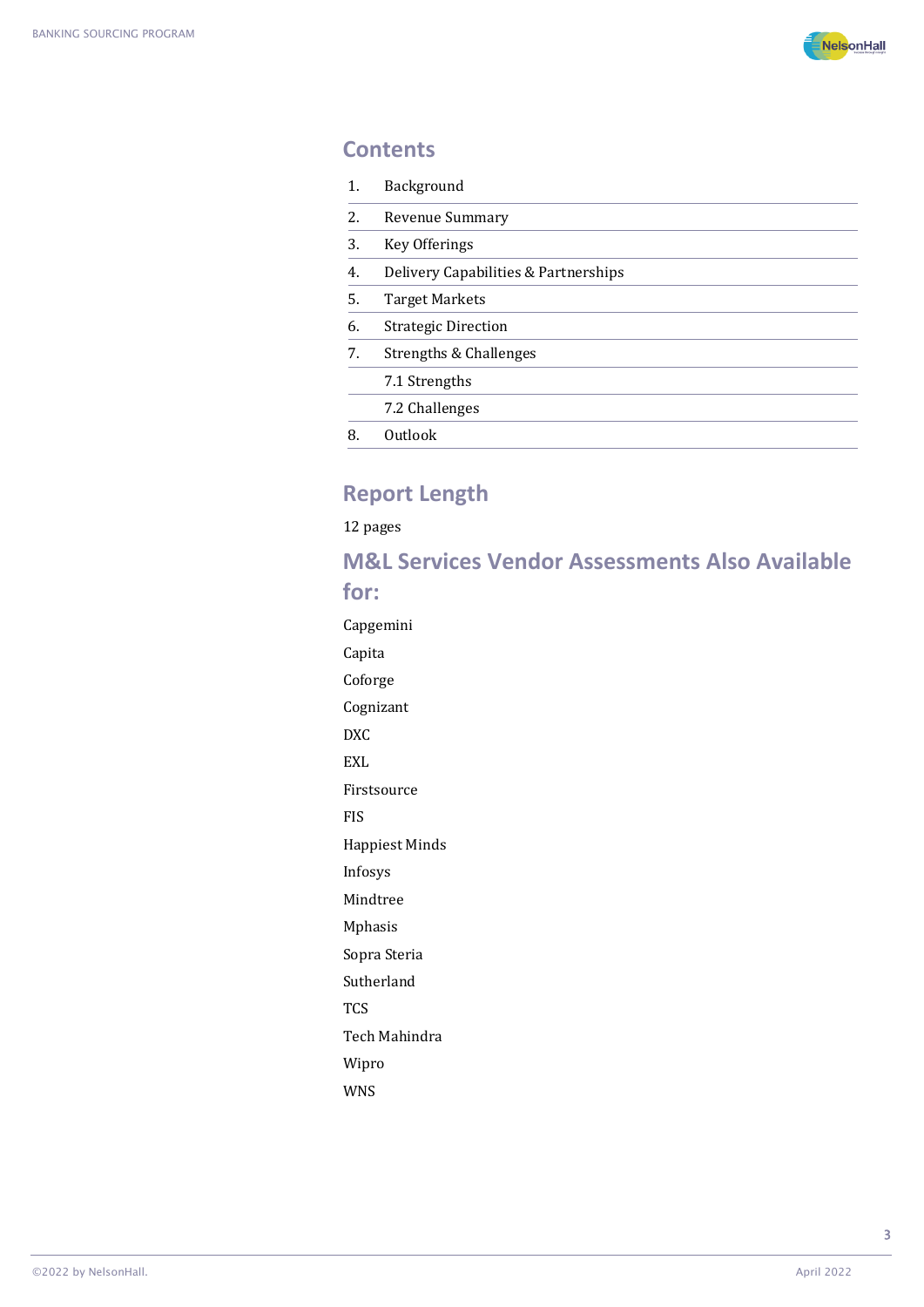## Contents

1. Background
2. Revenue Summary
3. Key Offerings
4. Delivery Capabilities & Partnerships
5. Target Markets
6. Strategic Direction
7. Strengths & Challenges
   - 7.1 Strengths
   - 7.2 Challenges
8. Outlook

## Report Length

12 pages

## M&L Services Vendor Assessments Also Available for:

Capgemini

Capita

Coforge

Cognizant

DXC

EXL

Firstsource

FIS

Happiest Minds

Infosys

Mindtree

Mphasis

Sopra Steria

Sutherland

TCS

Tech Mahindra

Wipro

WNS